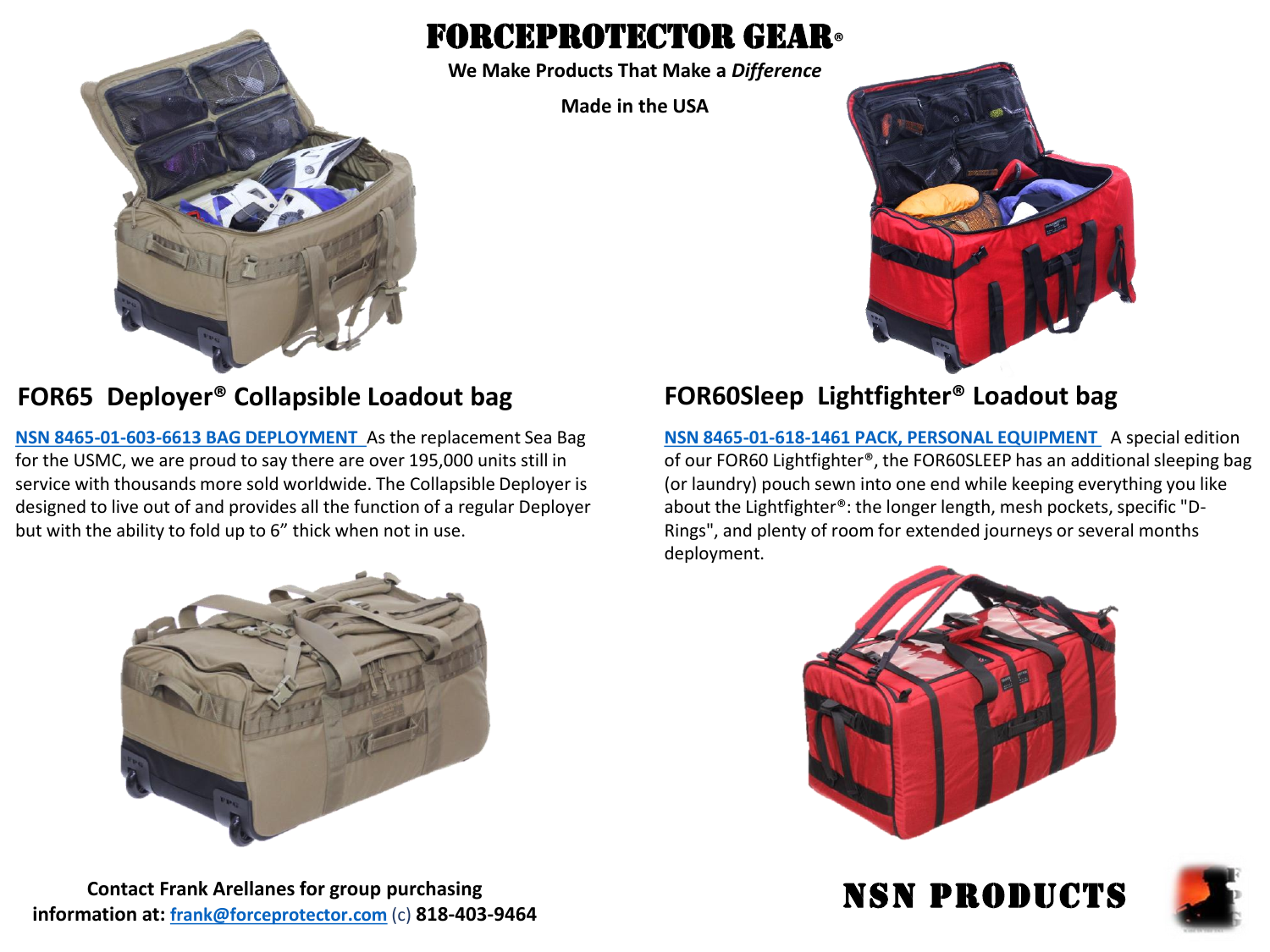# FORCEPROTECTOR GEAR®

**We Make Products That Make a *Difference***

**Made in the USA**

## FOR65 Deployer® Collapsible Loadout bag

[NSN 8465-01-603-6613 BAG DEPLOYMENT](#) As the replacement Sea Bag for the USMC, we are proud to say there are over 195,000 units still in service with thousands more sold worldwide. The Collapsible Deployer is designed to live out of and provides all the function of a regular Deployer but with the ability to fold up to 6" thick when not in use.

## FOR60Sleep Lightfighter® Loadout bag

[NSN 8465-01-618-1461 PACK, PERSONAL EQUIPMENT](#) A special edition of our FOR60 Lightfighter®, the FOR60SLEEP has an additional sleeping bag (or laundry) pouch sewn into one end while keeping everything you like about the Lightfighter®: the longer length, mesh pockets, specific "D-Rings", and plenty of room for extended journeys or several months deployment.

**Contact Frank Arellanes for group purchasing information at:** [frank@forceprotector.com](mailto:frank@forceprotector.com) (c) **818-403-9464**

# NSN PRODUCTS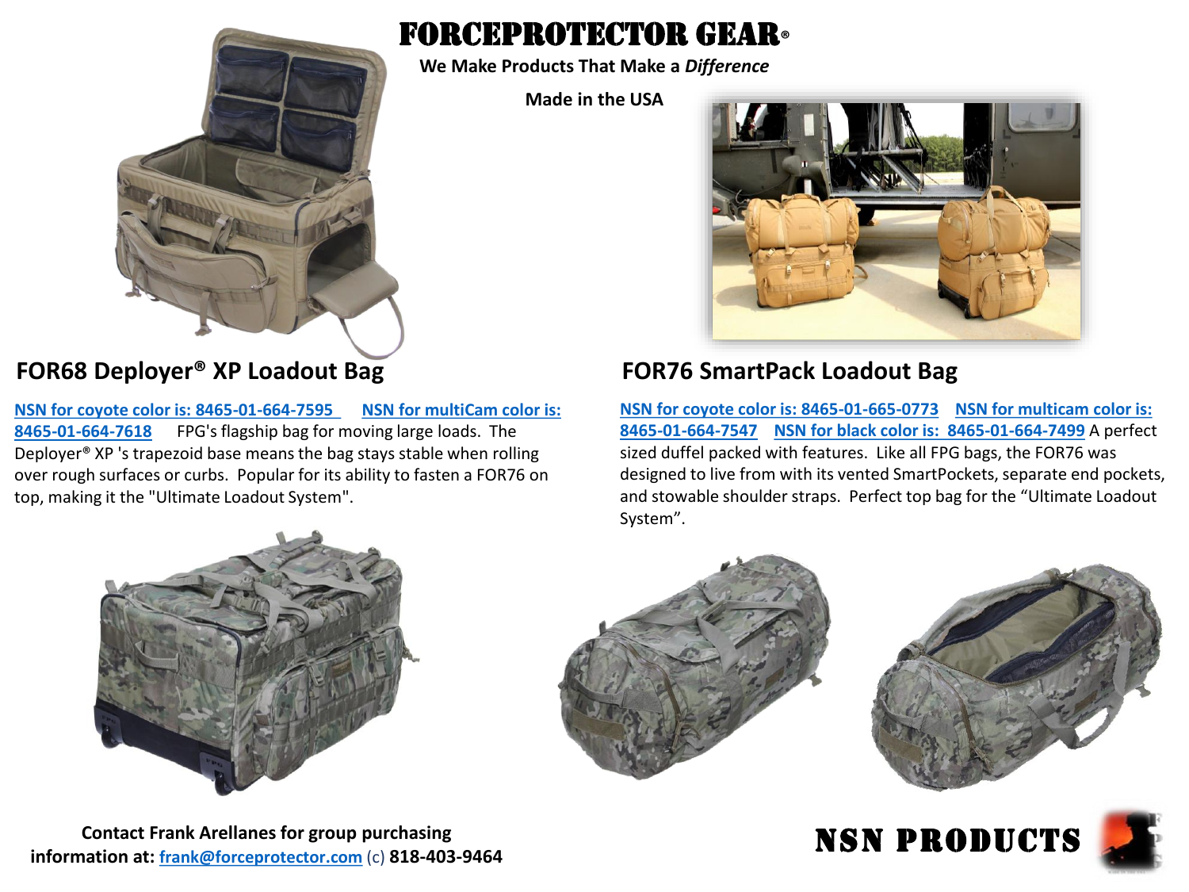# FORCEPROTECTOR GEAR®

**We Make Products That Make a *Difference***

**Made in the USA**

## FOR68 Deployer® XP Loadout Bag

**NSN for coyote color is: 8465-01-664-7595** **NSN for multiCam color is: 8465-01-664-7618** FPG's flagship bag for moving large loads. The Deployer® XP 's trapezoid base means the bag stays stable when rolling over rough surfaces or curbs. Popular for its ability to fasten a FOR76 on top, making it the "Ultimate Loadout System".

## FOR76 SmartPack Loadout Bag

**NSN for coyote color is: 8465-01-665-0773** **NSN for multicam color is: 8465-01-664-7547** **NSN for black color is: 8465-01-664-7499** A perfect sized duffel packed with features. Like all FPG bags, the FOR76 was designed to live from with its vented SmartPockets, separate end pockets, and stowable shoulder straps. Perfect top bag for the "Ultimate Loadout System".

**Contact Frank Arellanes for group purchasing information at:** frank@forceprotector.com (c) **818-403-9464**

**NSN PRODUCTS**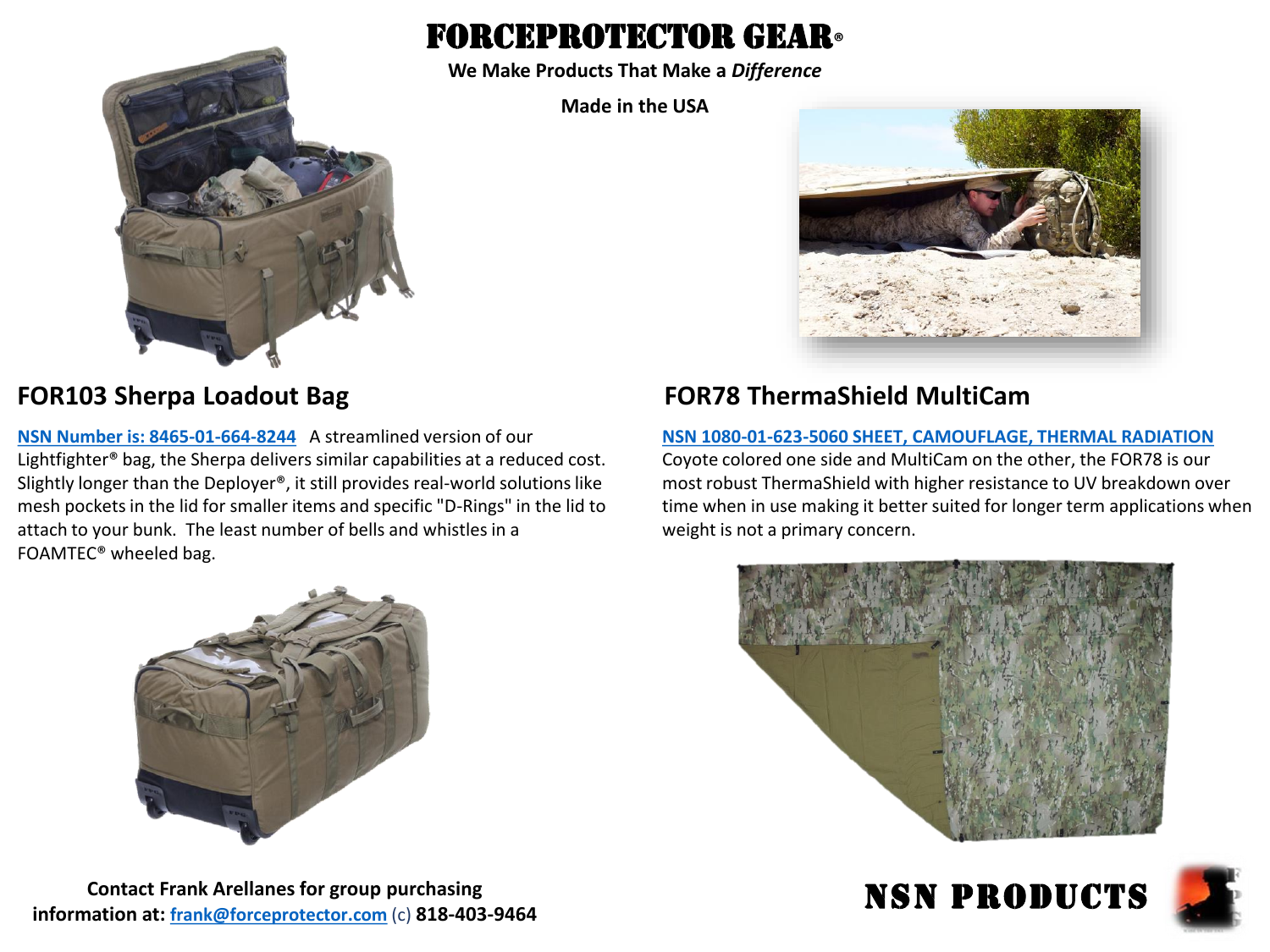# FORCEPROTECTOR GEAR®

**We Make Products That Make a *Difference***

**Made in the USA**

## FOR103 Sherpa Loadout Bag

**NSN Number is: 8465-01-664-8244** A streamlined version of our Lightfighter® bag, the Sherpa delivers similar capabilities at a reduced cost. Slightly longer than the Deployer®, it still provides real-world solutions like mesh pockets in the lid for smaller items and specific "D-Rings" in the lid to attach to your bunk. The least number of bells and whistles in a FOAMTEC® wheeled bag.

## FOR78 ThermaShield MultiCam

**NSN 1080-01-623-5060 SHEET, CAMOUFLAGE, THERMAL RADIATION**
Coyote colored one side and MultiCam on the other, the FOR78 is our most robust ThermaShield with higher resistance to UV breakdown over time when in use making it better suited for longer term applications when weight is not a primary concern.

**Contact Frank Arellanes for group purchasing information at:** frank@forceprotector.com (c) **818-403-9464**

# NSN PRODUCTS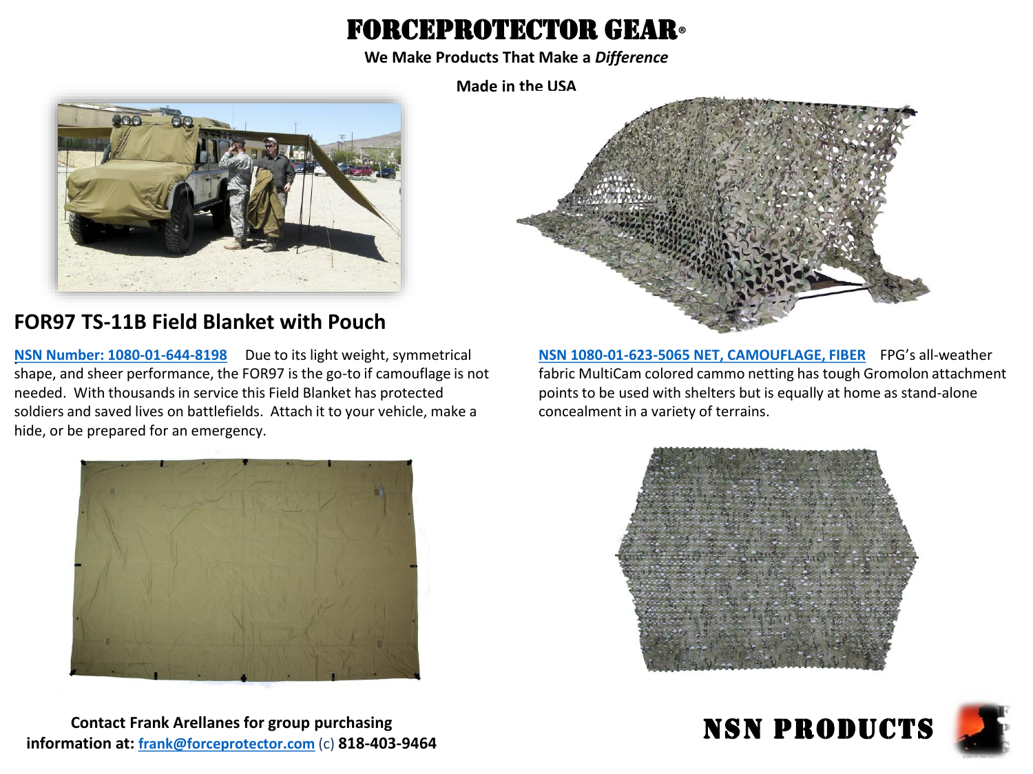# FORCEPROTECTOR GEAR®

**We Make Products That Make a *Difference***

**Made in the USA**

## FOR97 TS-11B Field Blanket with Pouch

**NSN Number: 1080-01-644-8198** Due to its light weight, symmetrical shape, and sheer performance, the FOR97 is the go-to if camouflage is not needed. With thousands in service this Field Blanket has protected soldiers and saved lives on battlefields. Attach it to your vehicle, make a hide, or be prepared for an emergency.

**NSN 1080-01-623-5065 NET, CAMOUFLAGE, FIBER** FPG's all-weather fabric MultiCam colored cammo netting has tough Gromolon attachment points to be used with shelters but is equally at home as stand-alone concealment in a variety of terrains.

**Contact Frank Arellanes for group purchasing information at: frank@forceprotector.com** (c) **818-403-9464**

**NSN PRODUCTS**